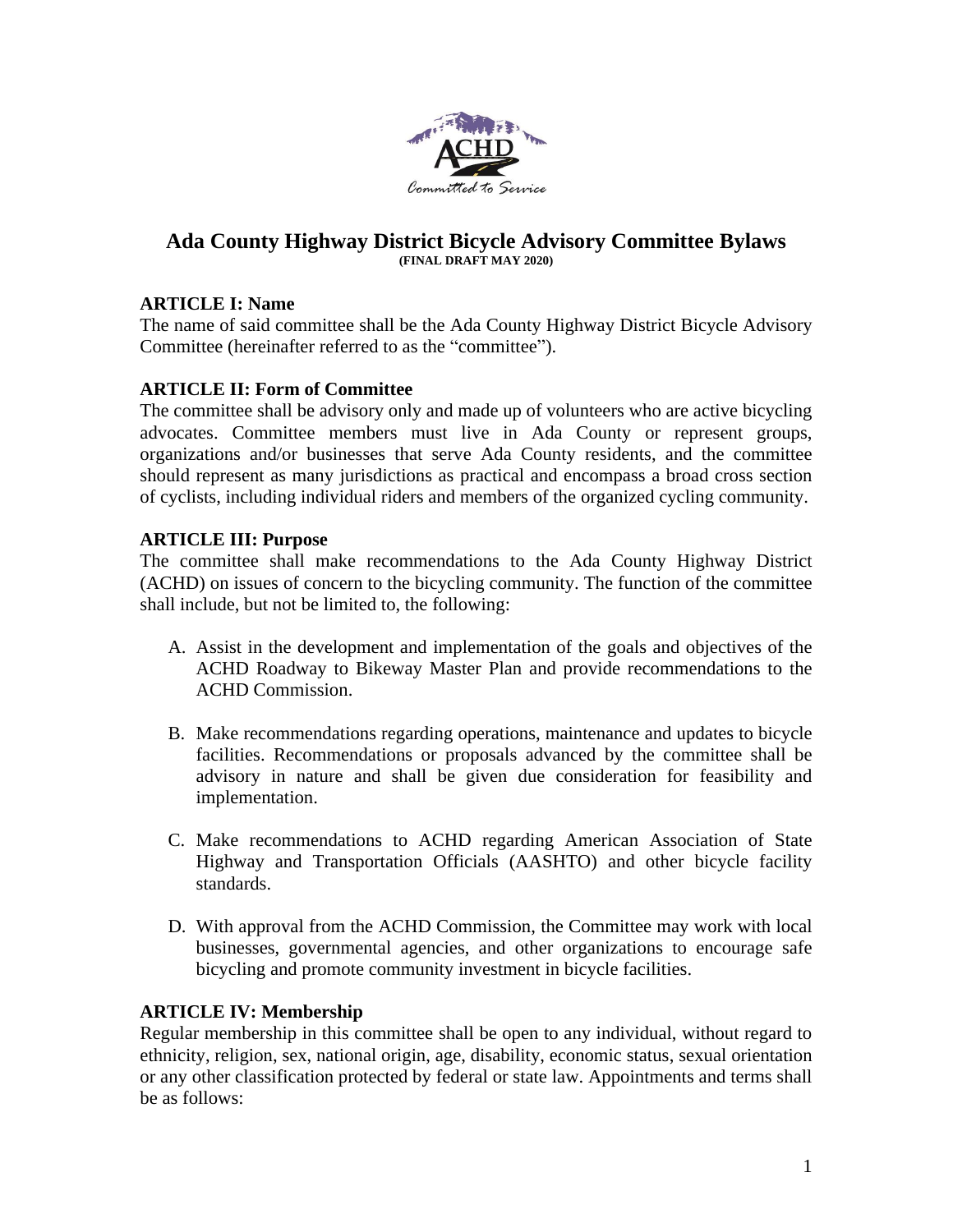# Ada County Highway District Bicycle Advisory Committee Bylaws

**(FINAL DRAFT MAY 2020)**

## ARTICLE I: Name

The name of said committee shall be the Ada County Highway District Bicycle Advisory Committee (hereinafter referred to as the "committee").

## ARTICLE II: Form of Committee

The committee shall be advisory only and made up of volunteers who are active bicycling advocates. Committee members must live in Ada County or represent groups, organizations and/or businesses that serve Ada County residents, and the committee should represent as many jurisdictions as practical and encompass a broad cross section of cyclists, including individual riders and members of the organized cycling community.

## ARTICLE III: Purpose

The committee shall make recommendations to the Ada County Highway District (ACHD) on issues of concern to the bicycling community. The function of the committee shall include, but not be limited to, the following:

A. Assist in the development and implementation of the goals and objectives of the ACHD Roadway to Bikeway Master Plan and provide recommendations to the ACHD Commission.

B. Make recommendations regarding operations, maintenance and updates to bicycle facilities. Recommendations or proposals advanced by the committee shall be advisory in nature and shall be given due consideration for feasibility and implementation.

C. Make recommendations to ACHD regarding American Association of State Highway and Transportation Officials (AASHTO) and other bicycle facility standards.

D. With approval from the ACHD Commission, the Committee may work with local businesses, governmental agencies, and other organizations to encourage safe bicycling and promote community investment in bicycle facilities.

## ARTICLE IV: Membership

Regular membership in this committee shall be open to any individual, without regard to ethnicity, religion, sex, national origin, age, disability, economic status, sexual orientation or any other classification protected by federal or state law. Appointments and terms shall be as follows: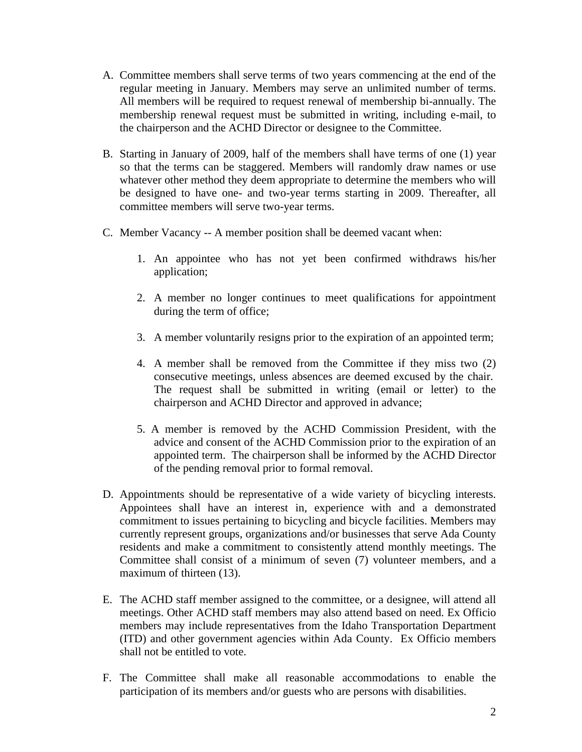A. Committee members shall serve terms of two years commencing at the end of the regular meeting in January. Members may serve an unlimited number of terms. All members will be required to request renewal of membership bi-annually. The membership renewal request must be submitted in writing, including e-mail, to the chairperson and the ACHD Director or designee to the Committee.

B. Starting in January of 2009, half of the members shall have terms of one (1) year so that the terms can be staggered. Members will randomly draw names or use whatever other method they deem appropriate to determine the members who will be designed to have one- and two-year terms starting in 2009. Thereafter, all committee members will serve two-year terms.

C. Member Vacancy -- A member position shall be deemed vacant when:

   1. An appointee who has not yet been confirmed withdraws his/her application;

   2. A member no longer continues to meet qualifications for appointment during the term of office;

   3. A member voluntarily resigns prior to the expiration of an appointed term;

   4. A member shall be removed from the Committee if they miss two (2) consecutive meetings, unless absences are deemed excused by the chair. The request shall be submitted in writing (email or letter) to the chairperson and ACHD Director and approved in advance;

   5. A member is removed by the ACHD Commission President, with the advice and consent of the ACHD Commission prior to the expiration of an appointed term. The chairperson shall be informed by the ACHD Director of the pending removal prior to formal removal.

D. Appointments should be representative of a wide variety of bicycling interests. Appointees shall have an interest in, experience with and a demonstrated commitment to issues pertaining to bicycling and bicycle facilities. Members may currently represent groups, organizations and/or businesses that serve Ada County residents and make a commitment to consistently attend monthly meetings. The Committee shall consist of a minimum of seven (7) volunteer members, and a maximum of thirteen (13).

E. The ACHD staff member assigned to the committee, or a designee, will attend all meetings. Other ACHD staff members may also attend based on need. Ex Officio members may include representatives from the Idaho Transportation Department (ITD) and other government agencies within Ada County. Ex Officio members shall not be entitled to vote.

F. The Committee shall make all reasonable accommodations to enable the participation of its members and/or guests who are persons with disabilities.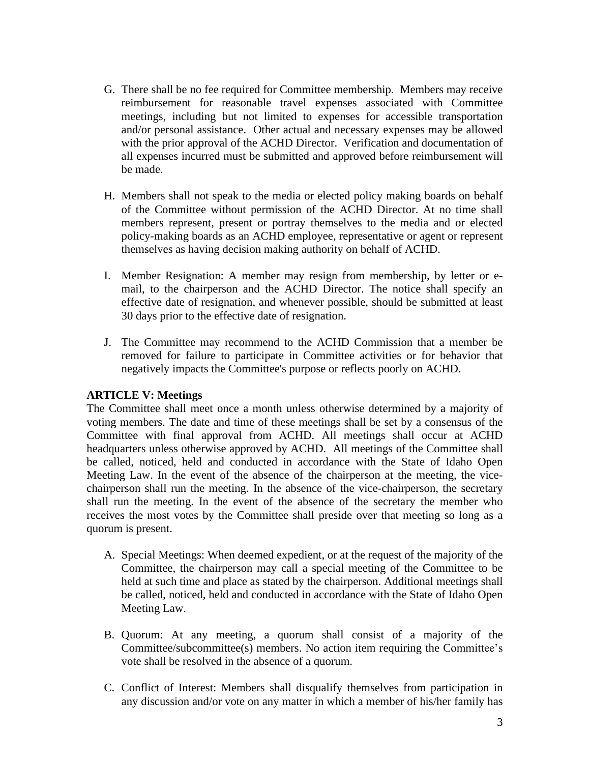G. There shall be no fee required for Committee membership. Members may receive reimbursement for reasonable travel expenses associated with Committee meetings, including but not limited to expenses for accessible transportation and/or personal assistance. Other actual and necessary expenses may be allowed with the prior approval of the ACHD Director. Verification and documentation of all expenses incurred must be submitted and approved before reimbursement will be made.

H. Members shall not speak to the media or elected policy making boards on behalf of the Committee without permission of the ACHD Director. At no time shall members represent, present or portray themselves to the media and or elected policy-making boards as an ACHD employee, representative or agent or represent themselves as having decision making authority on behalf of ACHD.

I. Member Resignation: A member may resign from membership, by letter or e-mail, to the chairperson and the ACHD Director. The notice shall specify an effective date of resignation, and whenever possible, should be submitted at least 30 days prior to the effective date of resignation.

J. The Committee may recommend to the ACHD Commission that a member be removed for failure to participate in Committee activities or for behavior that negatively impacts the Committee's purpose or reflects poorly on ACHD.

**ARTICLE V: Meetings**

The Committee shall meet once a month unless otherwise determined by a majority of voting members. The date and time of these meetings shall be set by a consensus of the Committee with final approval from ACHD. All meetings shall occur at ACHD headquarters unless otherwise approved by ACHD. All meetings of the Committee shall be called, noticed, held and conducted in accordance with the State of Idaho Open Meeting Law. In the event of the absence of the chairperson at the meeting, the vice-chairperson shall run the meeting. In the absence of the vice-chairperson, the secretary shall run the meeting. In the event of the absence of the secretary the member who receives the most votes by the Committee shall preside over that meeting so long as a quorum is present.

A. Special Meetings: When deemed expedient, or at the request of the majority of the Committee, the chairperson may call a special meeting of the Committee to be held at such time and place as stated by the chairperson. Additional meetings shall be called, noticed, held and conducted in accordance with the State of Idaho Open Meeting Law.

B. Quorum: At any meeting, a quorum shall consist of a majority of the Committee/subcommittee(s) members. No action item requiring the Committee's vote shall be resolved in the absence of a quorum.

C. Conflict of Interest: Members shall disqualify themselves from participation in any discussion and/or vote on any matter in which a member of his/her family has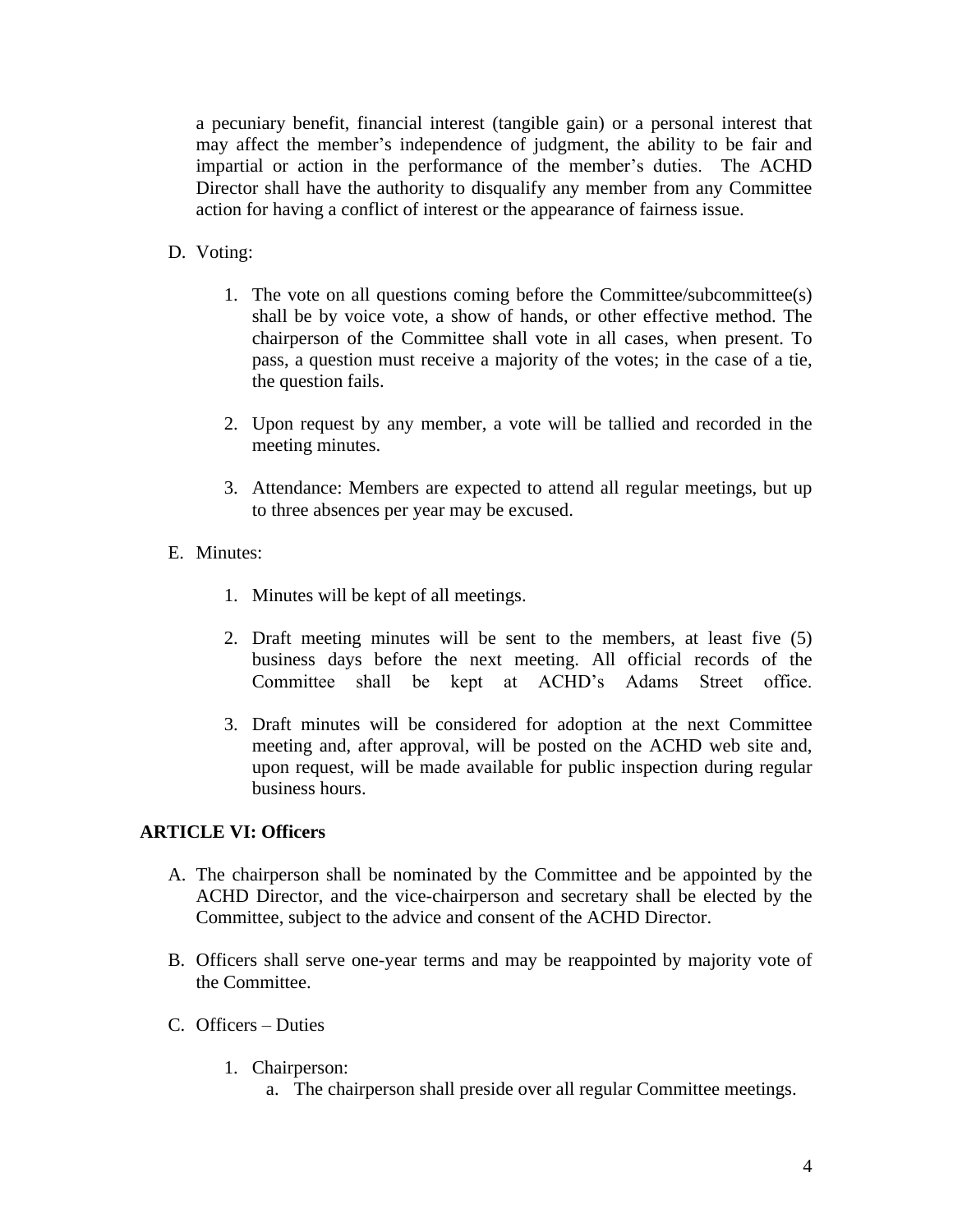a pecuniary benefit, financial interest (tangible gain) or a personal interest that may affect the member's independence of judgment, the ability to be fair and impartial or action in the performance of the member's duties. The ACHD Director shall have the authority to disqualify any member from any Committee action for having a conflict of interest or the appearance of fairness issue.

D. Voting:

1. The vote on all questions coming before the Committee/subcommittee(s) shall be by voice vote, a show of hands, or other effective method. The chairperson of the Committee shall vote in all cases, when present. To pass, a question must receive a majority of the votes; in the case of a tie, the question fails.

2. Upon request by any member, a vote will be tallied and recorded in the meeting minutes.

3. Attendance: Members are expected to attend all regular meetings, but up to three absences per year may be excused.

E. Minutes:

1. Minutes will be kept of all meetings.

2. Draft meeting minutes will be sent to the members, at least five (5) business days before the next meeting. All official records of the Committee shall be kept at ACHD's Adams Street office.

3. Draft minutes will be considered for adoption at the next Committee meeting and, after approval, will be posted on the ACHD web site and, upon request, will be made available for public inspection during regular business hours.

## ARTICLE VI: Officers

A. The chairperson shall be nominated by the Committee and be appointed by the ACHD Director, and the vice-chairperson and secretary shall be elected by the Committee, subject to the advice and consent of the ACHD Director.

B. Officers shall serve one-year terms and may be reappointed by majority vote of the Committee.

C. Officers – Duties

1. Chairperson:
   a. The chairperson shall preside over all regular Committee meetings.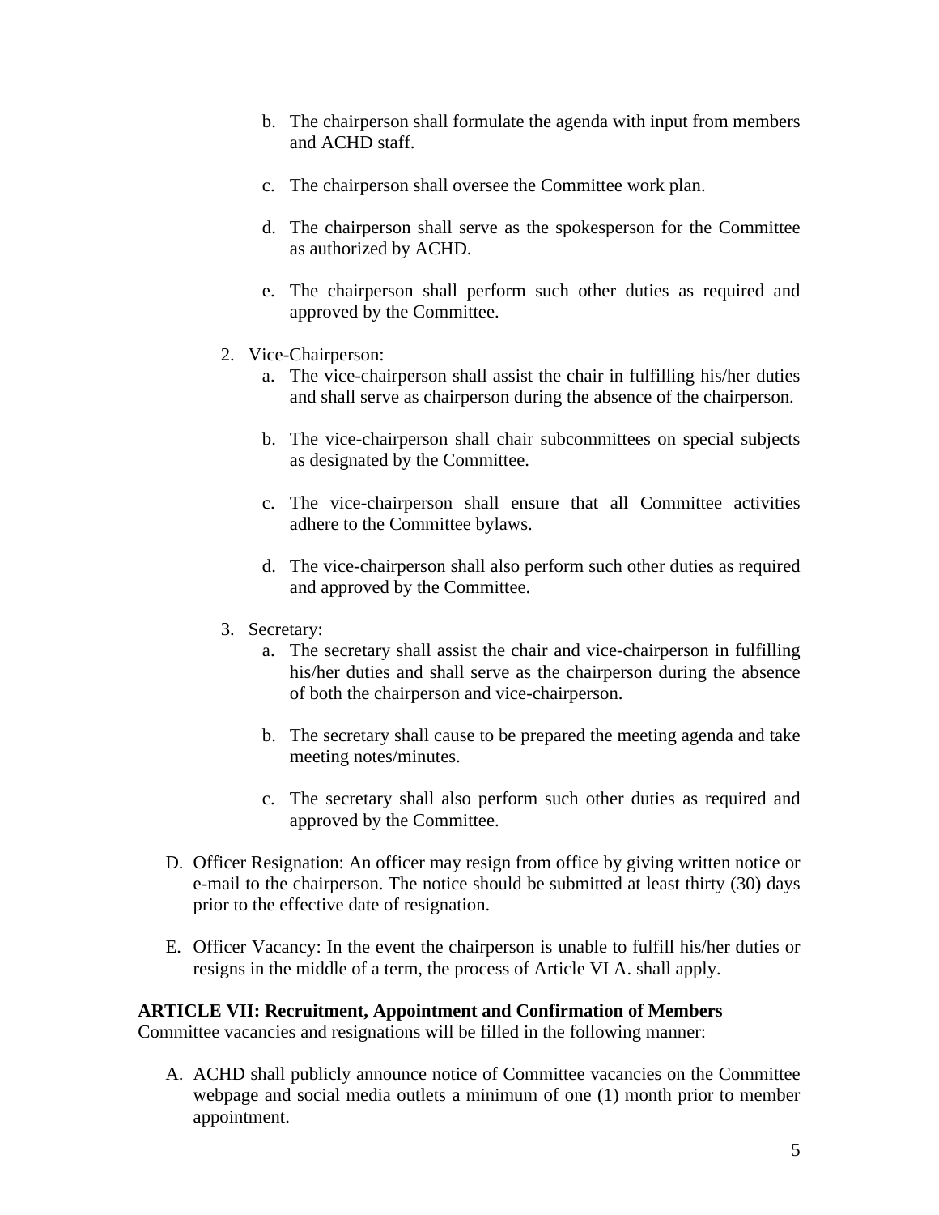b. The chairperson shall formulate the agenda with input from members and ACHD staff.

   c. The chairperson shall oversee the Committee work plan.

   d. The chairperson shall serve as the spokesperson for the Committee as authorized by ACHD.

   e. The chairperson shall perform such other duties as required and approved by the Committee.

2. Vice-Chairperson:
   a. The vice-chairperson shall assist the chair in fulfilling his/her duties and shall serve as chairperson during the absence of the chairperson.

   b. The vice-chairperson shall chair subcommittees on special subjects as designated by the Committee.

   c. The vice-chairperson shall ensure that all Committee activities adhere to the Committee bylaws.

   d. The vice-chairperson shall also perform such other duties as required and approved by the Committee.

3. Secretary:
   a. The secretary shall assist the chair and vice-chairperson in fulfilling his/her duties and shall serve as the chairperson during the absence of both the chairperson and vice-chairperson.

   b. The secretary shall cause to be prepared the meeting agenda and take meeting notes/minutes.

   c. The secretary shall also perform such other duties as required and approved by the Committee.

D. Officer Resignation: An officer may resign from office by giving written notice or e-mail to the chairperson. The notice should be submitted at least thirty (30) days prior to the effective date of resignation.

E. Officer Vacancy: In the event the chairperson is unable to fulfill his/her duties or resigns in the middle of a term, the process of Article VI A. shall apply.

**ARTICLE VII: Recruitment, Appointment and Confirmation of Members**
Committee vacancies and resignations will be filled in the following manner:

A. ACHD shall publicly announce notice of Committee vacancies on the Committee webpage and social media outlets a minimum of one (1) month prior to member appointment.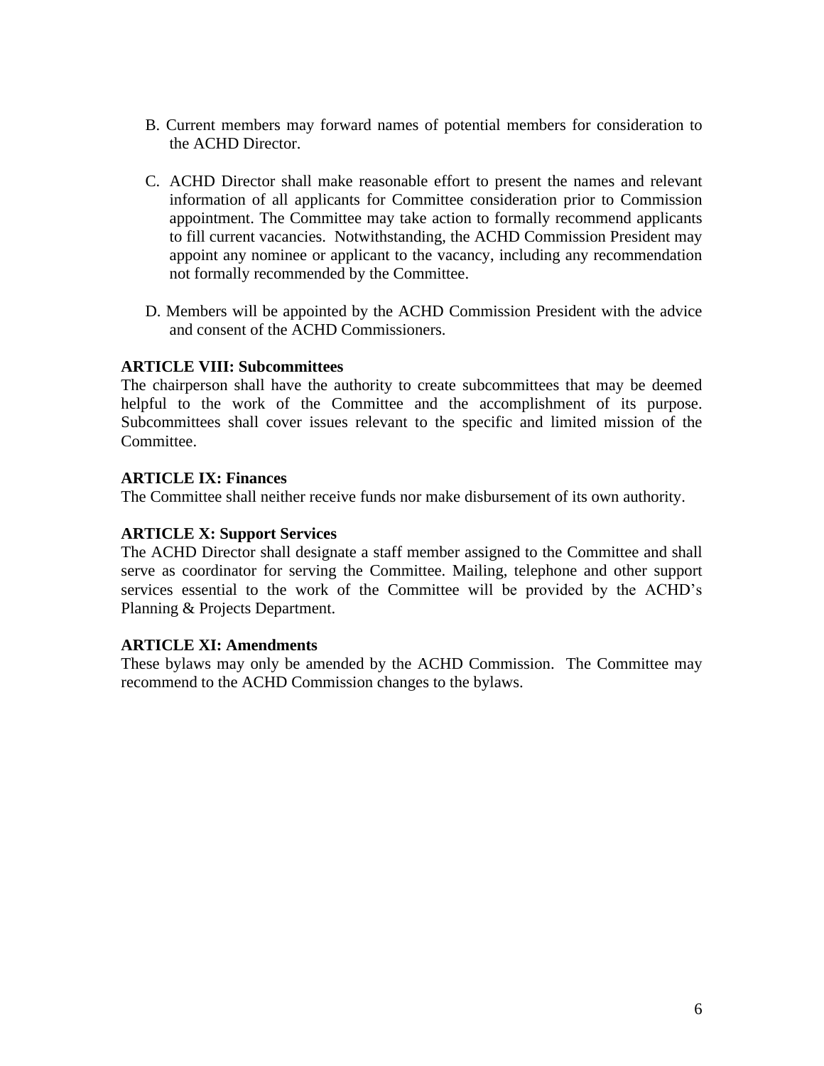B. Current members may forward names of potential members for consideration to the ACHD Director.

C. ACHD Director shall make reasonable effort to present the names and relevant information of all applicants for Committee consideration prior to Commission appointment. The Committee may take action to formally recommend applicants to fill current vacancies. Notwithstanding, the ACHD Commission President may appoint any nominee or applicant to the vacancy, including any recommendation not formally recommended by the Committee.

D. Members will be appointed by the ACHD Commission President with the advice and consent of the ACHD Commissioners.

**ARTICLE VIII: Subcommittees**

The chairperson shall have the authority to create subcommittees that may be deemed helpful to the work of the Committee and the accomplishment of its purpose. Subcommittees shall cover issues relevant to the specific and limited mission of the Committee.

**ARTICLE IX: Finances**

The Committee shall neither receive funds nor make disbursement of its own authority.

**ARTICLE X: Support Services**

The ACHD Director shall designate a staff member assigned to the Committee and shall serve as coordinator for serving the Committee. Mailing, telephone and other support services essential to the work of the Committee will be provided by the ACHD's Planning & Projects Department.

**ARTICLE XI: Amendments**

These bylaws may only be amended by the ACHD Commission. The Committee may recommend to the ACHD Commission changes to the bylaws.